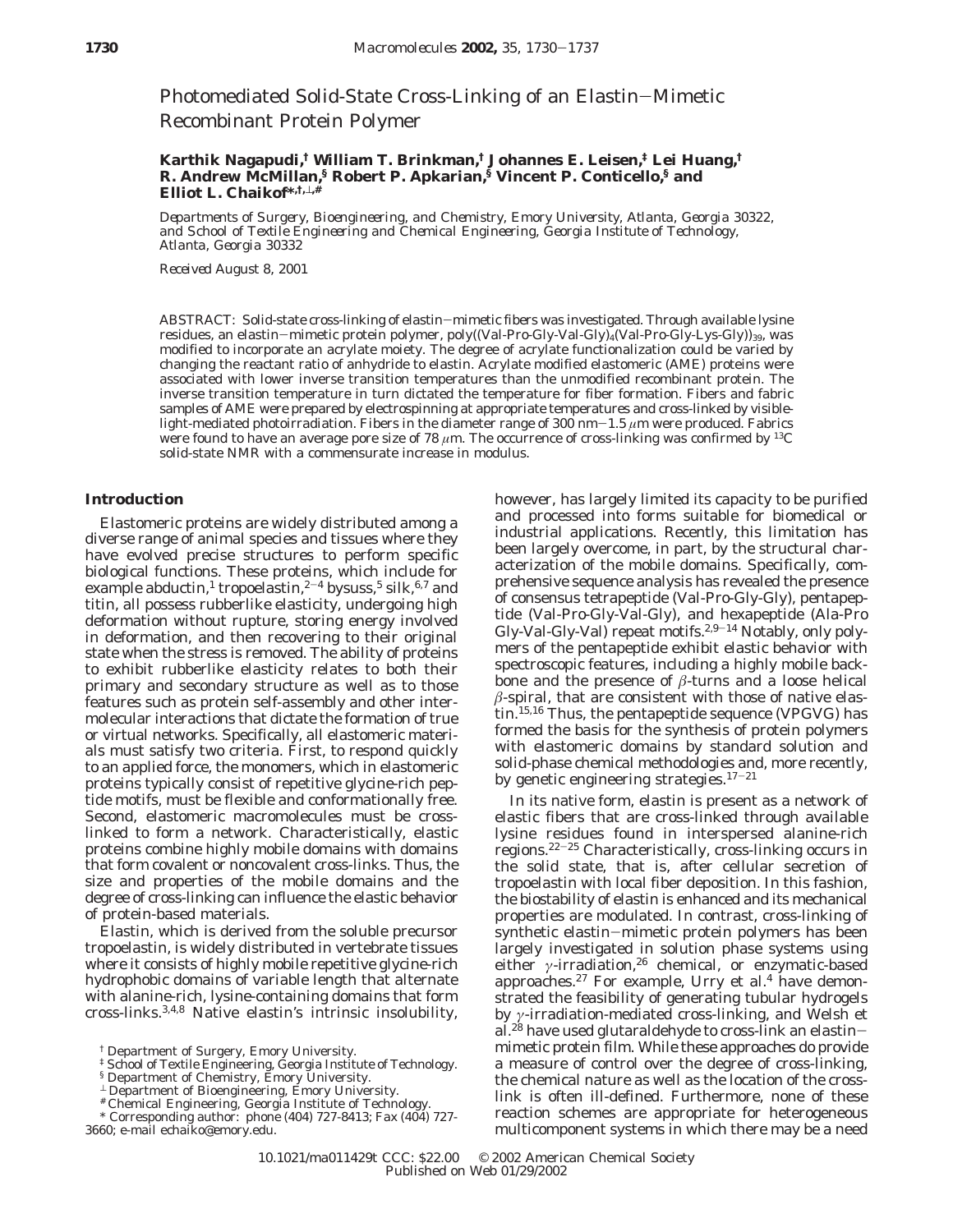# Photomediated Solid-State Cross-Linking of an Elastin−Mimetic Recombinant Protein Polymer

**Karthik Nagapudi,[†] William T. Brinkman,[†] Johannes E. Leisen,[‡] Lei Huang,[†] R. Andrew McMillan,[§] Robert P. Apkarian,[§] Vincent P. Conticello,[§] and Elliot L. Chaikof*[,†,⊥,#]**

*Departments of Surgery, Bioengineering, and Chemistry, Emory University, Atlanta, Georgia 30322, and School of Textile Engineering and Chemical Engineering, Georgia Institute of Technology, Atlanta, Georgia 30332*

*Received August 8, 2001*

ABSTRACT: Solid-state cross-linking of elastin−mimetic fibers was investigated. Through available lysine residues, an elastin−mimetic protein polymer, poly((Val-Pro-Gly-Val-Gly)$_4$(Val-Pro-Gly-Lys-Gly))$_{39}$, was modified to incorporate an acrylate moiety. The degree of acrylate functionalization could be varied by changing the reactant ratio of anhydride to elastin. Acrylate modified elastomeric (AME) proteins were associated with lower inverse transition temperatures than the unmodified recombinant protein. The inverse transition temperature in turn dictated the temperature for fiber formation. Fibers and fabric samples of AME were prepared by electrospinning at appropriate temperatures and cross-linked by visible-light-mediated photoirradiation. Fibers in the diameter range of 300 nm−1.5 $\mu$m were produced. Fabrics were found to have an average pore size of 78 $\mu$m. The occurrence of cross-linking was confirmed by $^{13}$C solid-state NMR with a commensurate increase in modulus.

## Introduction

Elastomeric proteins are widely distributed among a diverse range of animal species and tissues where they have evolved precise structures to perform specific biological functions. These proteins, which include for example abductin,[1] tropoelastin,[2−4] bysuss,[5] silk,[6,7] and titin, all possess rubberlike elasticity, undergoing high deformation without rupture, storing energy involved in deformation, and then recovering to their original state when the stress is removed. The ability of proteins to exhibit rubberlike elasticity relates to both their primary and secondary structure as well as to those features such as protein self-assembly and other intermolecular interactions that dictate the formation of true or virtual networks. Specifically, all elastomeric materials must satisfy two criteria. First, to respond quickly to an applied force, the monomers, which in elastomeric proteins typically consist of repetitive glycine-rich peptide motifs, must be flexible and conformationally free. Second, elastomeric macromolecules must be cross-linked to form a network. Characteristically, elastic proteins combine highly mobile domains with domains that form covalent or noncovalent cross-links. Thus, the size and properties of the mobile domains and the degree of cross-linking can influence the elastic behavior of protein-based materials.

Elastin, which is derived from the soluble precursor tropoelastin, is widely distributed in vertebrate tissues where it consists of highly mobile repetitive glycine-rich hydrophobic domains of variable length that alternate with alanine-rich, lysine-containing domains that form cross-links.[3,4,8] Native elastin's intrinsic insolubility, however, has largely limited its capacity to be purified and processed into forms suitable for biomedical or industrial applications. Recently, this limitation has been largely overcome, in part, by the structural characterization of the mobile domains. Specifically, comprehensive sequence analysis has revealed the presence of consensus tetrapeptide (Val-Pro-Gly-Gly), pentapeptide (Val-Pro-Gly-Val-Gly), and hexapeptide (Ala-Pro Gly-Val-Gly-Val) repeat motifs.[2,9−14] Notably, only polymers of the pentapeptide exhibit elastic behavior with spectroscopic features, including a highly mobile backbone and the presence of $\beta$-turns and a loose helical $\beta$-spiral, that are consistent with those of native elastin.[15,16] Thus, the pentapeptide sequence (VPGVG) has formed the basis for the synthesis of protein polymers with elastomeric domains by standard solution and solid-phase chemical methodologies and, more recently, by genetic engineering strategies.[17−21]

In its native form, elastin is present as a network of elastic fibers that are cross-linked through available lysine residues found in interspersed alanine-rich regions.[22−25] Characteristically, cross-linking occurs in the solid state, that is, after cellular secretion of tropoelastin with local fiber deposition. In this fashion, the biostability of elastin is enhanced and its mechanical properties are modulated. In contrast, cross-linking of synthetic elastin−mimetic protein polymers has been largely investigated in solution phase systems using either $\gamma$-irradiation,[26] chemical, or enzymatic-based approaches.[27] For example, Urry et al.[4] have demonstrated the feasibility of generating tubular hydrogels by $\gamma$-irradiation-mediated cross-linking, and Welsh et al.[28] have used glutaraldehyde to cross-link an elastin−mimetic protein film. While these approaches do provide a measure of control over the degree of cross-linking, the chemical nature as well as the location of the cross-link is often ill-defined. Furthermore, none of these reaction schemes are appropriate for heterogeneous multicomponent systems in which there may be a need

[†] Department of Surgery, Emory University.
[‡] School of Textile Engineering, Georgia Institute of Technology.
[§] Department of Chemistry, Emory University.
[⊥] Department of Bioengineering, Emory University.
[#] Chemical Engineering, Georgia Institute of Technology.
* Corresponding author: phone (404) 727-8413; Fax (404) 727-3660; e-mail echaiko@emory.edu.

10.1021/ma011429t CCC: $22.00 © 2002 American Chemical Society
Published on Web 01/29/2002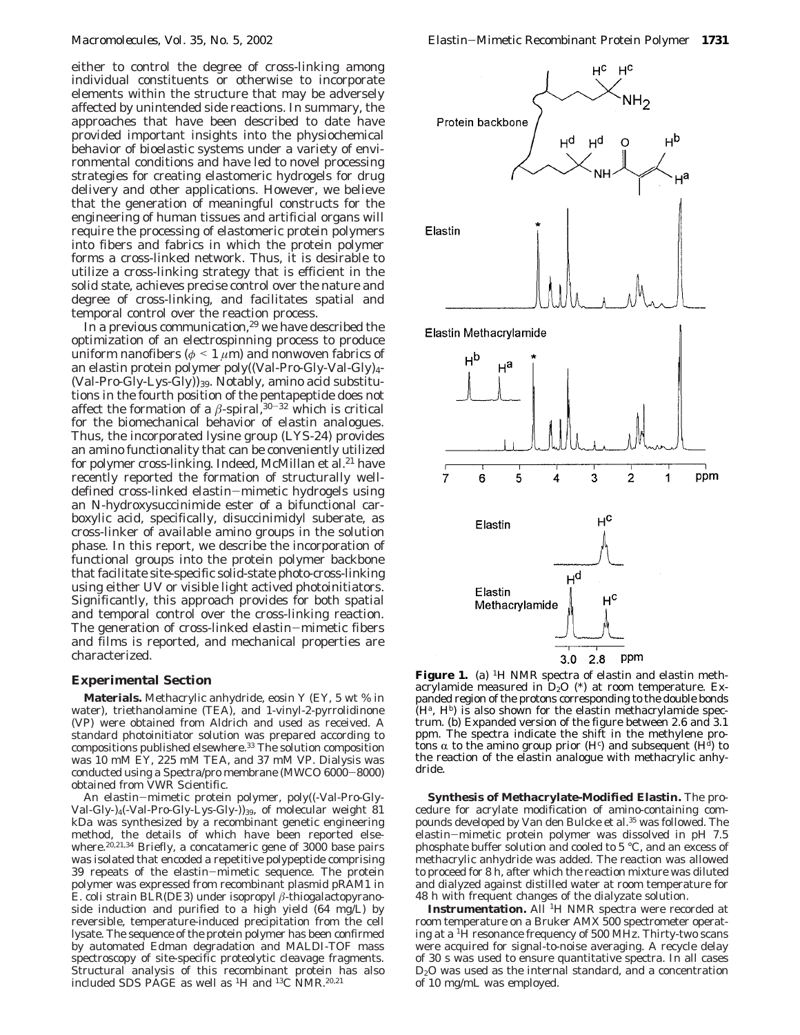either to control the degree of cross-linking among individual constituents or otherwise to incorporate elements within the structure that may be adversely affected by unintended side reactions. In summary, the approaches that have been described to date have provided important insights into the physiochemical behavior of bioelastic systems under a variety of environmental conditions and have led to novel processing strategies for creating elastomeric hydrogels for drug delivery and other applications. However, we believe that the generation of meaningful constructs for the engineering of human tissues and artificial organs will require the processing of elastomeric protein polymers into fibers and fabrics in which the protein polymer forms a cross-linked network. Thus, it is desirable to utilize a cross-linking strategy that is efficient in the solid state, achieves precise control over the nature and degree of cross-linking, and facilitates spatial and temporal control over the reaction process.

In a previous communication,[29] we have described the optimization of an electrospinning process to produce uniform nanofibers ($\phi < 1\ \mu$m) and nonwoven fabrics of an elastin protein polymer poly((Val-Pro-Gly-Val-Gly)$_4$-(Val-Pro-Gly-Lys-Gly))$_{39}$. Notably, amino acid substitutions in the fourth position of the pentapeptide does not affect the formation of a $\beta$-spiral,[30-32] which is critical for the biomechanical behavior of elastin analogues. Thus, the incorporated lysine group (LYS-24) provides an amino functionality that can be conveniently utilized for polymer cross-linking. Indeed, McMillan et al.[21] have recently reported the formation of structurally well-defined cross-linked elastin–mimetic hydrogels using an N-hydroxysuccinimide ester of a bifunctional carboxylic acid, specifically, disuccinimidyl suberate, as cross-linker of available amino groups in the solution phase. In this report, we describe the incorporation of functional groups into the protein polymer backbone that facilitate site-specific solid-state photo-cross-linking using either UV or visible light actived photoinitiators. Significantly, this approach provides for both spatial and temporal control over the cross-linking reaction. The generation of cross-linked elastin–mimetic fibers and films is reported, and mechanical properties are characterized.

## Experimental Section

**Materials.** Methacrylic anhydride, eosin Y (EY, 5 wt % in water), triethanolamine (TEA), and 1-vinyl-2-pyrrolidinone (VP) were obtained from Aldrich and used as received. A standard photoinitiator solution was prepared according to compositions published elsewhere.[33] The solution composition was 10 mM EY, 225 mM TEA, and 37 mM VP. Dialysis was conducted using a Spectra/pro membrane (MWCO 6000–8000) obtained from VWR Scientific.

An elastin–mimetic protein polymer, poly((-Val-Pro-Gly-Val-Gly-)$_4$(-Val-Pro-Gly-Lys-Gly-))$_{39}$, of molecular weight 81 kDa was synthesized by a recombinant genetic engineering method, the details of which have been reported elsewhere.[20,21,34] Briefly, a concatameric gene of 3000 base pairs was isolated that encoded a repetitive polypeptide comprising 39 repeats of the elastin–mimetic sequence. The protein polymer was expressed from recombinant plasmid pRAM1 in *E. coli* strain BLR(DE3) under isopropyl $\beta$-thiogalactopyranoside induction and purified to a high yield (64 mg/L) by reversible, temperature-induced precipitation from the cell lysate. The sequence of the protein polymer has been confirmed by automated Edman degradation and MALDI-TOF mass spectroscopy of site-specific proteolytic cleavage fragments. Structural analysis of this recombinant protein has also included SDS PAGE as well as $^1$H and $^{13}$C NMR.[20,21]

**Figure 1.** (a) $^1$H NMR spectra of elastin and elastin methacrylamide measured in $D_2O$ (*) at room temperature. Expanded region of the protons corresponding to the double bonds (H$^a$, H$^b$) is also shown for the elastin methacrylamide spectrum. (b) Expanded version of the figure between 2.6 and 3.1 ppm. The spectra indicate the shift in the methylene protons $\alpha$ to the amino group prior (H$^c$) and subsequent (H$^d$) to the reaction of the elastin analogue with methacrylic anhydride.

**Synthesis of Methacrylate-Modified Elastin.** The procedure for acrylate modification of amino-containing compounds developed by Van den Bulcke et al.[35] was followed. The elastin–mimetic protein polymer was dissolved in pH 7.5 phosphate buffer solution and cooled to 5 °C, and an excess of methacrylic anhydride was added. The reaction was allowed to proceed for 8 h, after which the reaction mixture was diluted and dialyzed against distilled water at room temperature for 48 h with frequent changes of the dialyzate solution.

**Instrumentation.** All $^1$H NMR spectra were recorded at room temperature on a Bruker AMX 500 spectrometer operating at a $^1$H resonance frequency of 500 MHz. Thirty-two scans were acquired for signal-to-noise averaging. A recycle delay of 30 s was used to ensure quantitative spectra. In all cases $D_2O$ was used as the internal standard, and a concentration of 10 mg/mL was employed.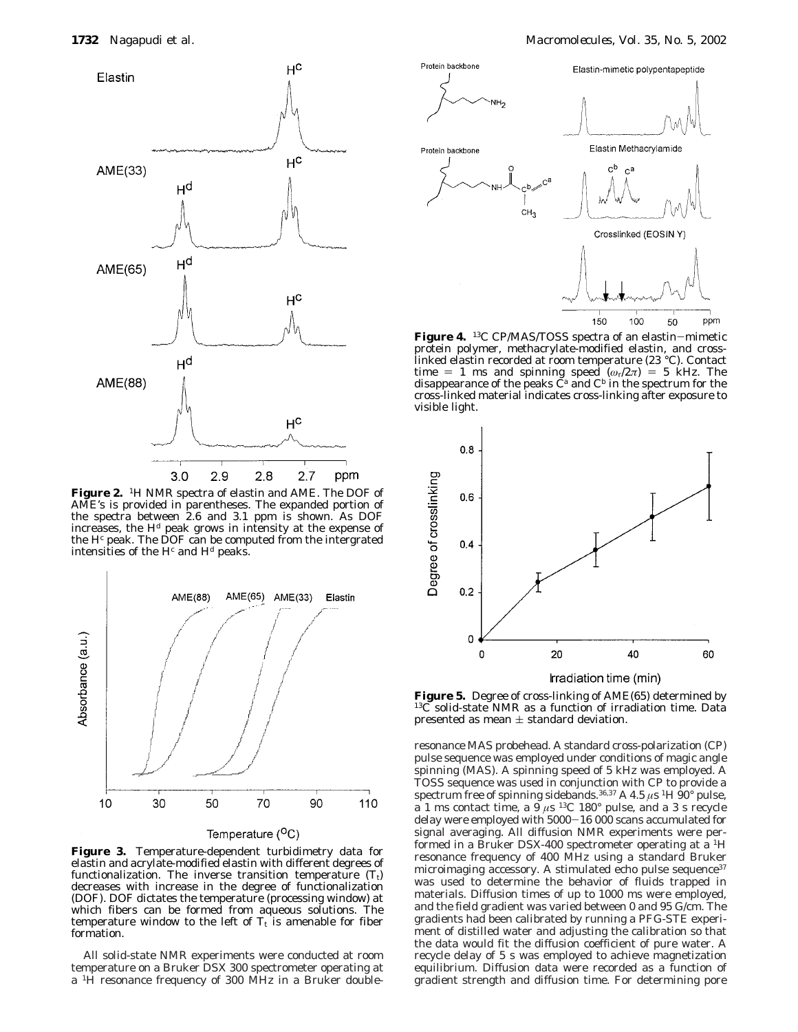**Figure 2.** $^1$H NMR spectra of elastin and AME. The DOF of AME's is provided in parentheses. The expanded portion of the spectra between 2.6 and 3.1 ppm is shown. As DOF increases, the $H^d$ peak grows in intensity at the expense of the $H^c$ peak. The DOF can be computed from the intergrated intensities of the $H^c$ and $H^d$ peaks.

**Figure 3.** Temperature-dependent turbidimetry data for elastin and acrylate-modified elastin with different degrees of functionalization. The inverse transition temperature ($T_t$) decreases with increase in the degree of functionalization (DOF). DOF dictates the temperature (processing window) at which fibers can be formed from aqueous solutions. The temperature window to the left of $T_t$ is amenable for fiber formation.

All solid-state NMR experiments were conducted at room temperature on a Bruker DSX 300 spectrometer operating at a $^1$H resonance frequency of 300 MHz in a Bruker double-resonance MAS probehead. A standard cross-polarization (CP) pulse sequence was employed under conditions of magic angle spinning (MAS). A spinning speed of 5 kHz was employed. A TOSS sequence was used in conjunction with CP to provide a spectrum free of spinning sidebands.[36,37] A 4.5 $\mu$s $^1$H 90° pulse, a 1 ms contact time, a 9 $\mu$s $^{13}$C 180° pulse, and a 3 s recycle delay were employed with 5000–16 000 scans accumulated for signal averaging. All diffusion NMR experiments were performed in a Bruker DSX-400 spectrometer operating at a $^1$H resonance frequency of 400 MHz using a standard Bruker microimaging accessory. A stimulated echo pulse sequence[37] was used to determine the behavior of fluids trapped in materials. Diffusion times of up to 1000 ms were employed, and the field gradient was varied between 0 and 95 G/cm. The gradients had been calibrated by running a PFG-STE experiment of distilled water and adjusting the calibration so that the data would fit the diffusion coefficient of pure water. A recycle delay of 5 s was employed to achieve magnetization equilibrium. Diffusion data were recorded as a function of gradient strength and diffusion time. For determining pore

**Figure 4.** $^{13}$C CP/MAS/TOSS spectra of an elastin–mimetic protein polymer, methacrylate-modified elastin, and cross-linked elastin recorded at room temperature (23 °C). Contact time = 1 ms and spinning speed ($\omega_r/2\pi$) = 5 kHz. The disappearance of the peaks $C^a$ and $C^b$ in the spectrum for the cross-linked material indicates cross-linking after exposure to visible light.

**Figure 5.** Degree of cross-linking of AME(65) determined by $^{13}$C solid-state NMR as a function of irradiation time. Data presented as mean ± standard deviation.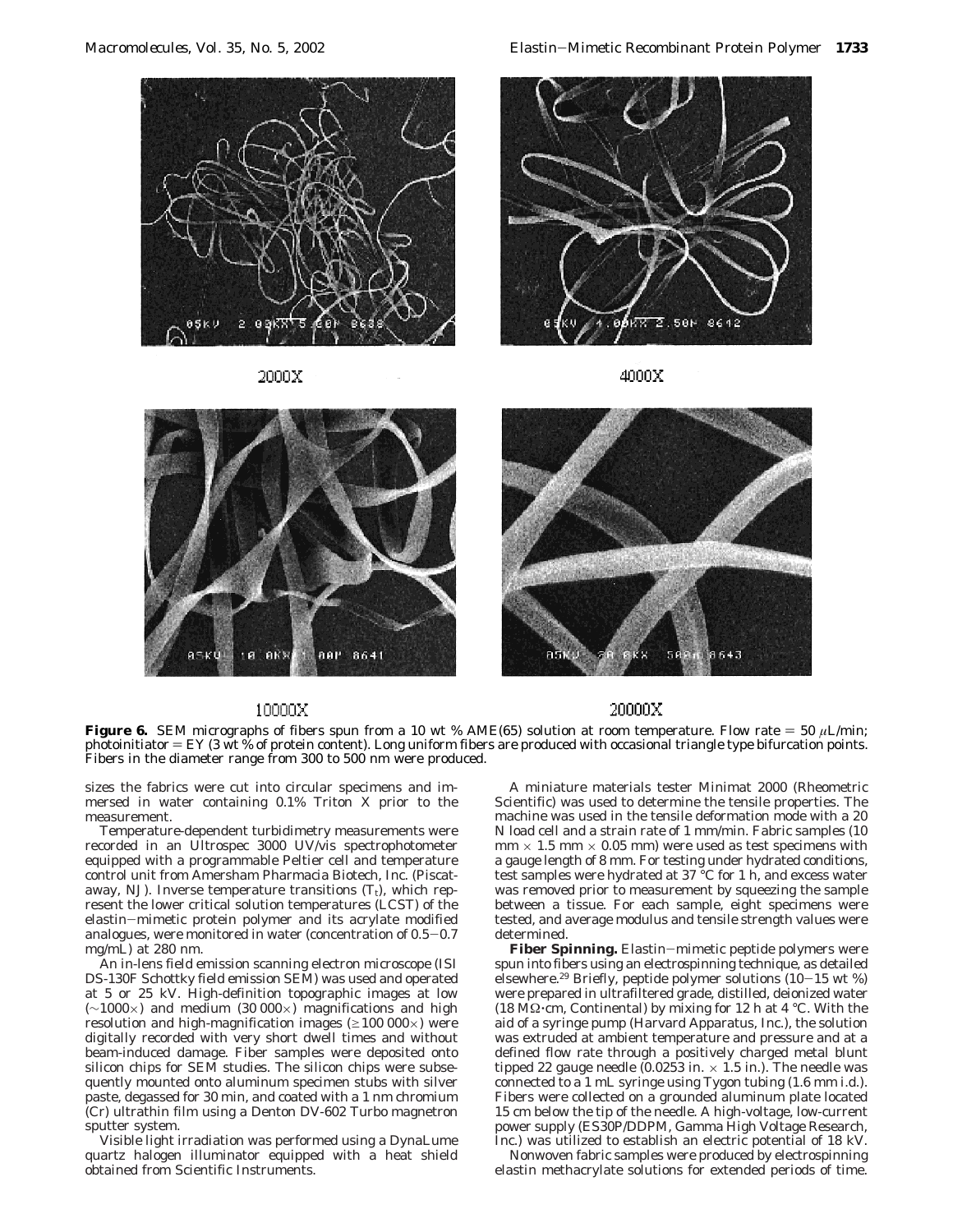2000X

4000X

10000X

20000X

**Figure 6.** SEM micrographs of fibers spun from a 10 wt % AME(65) solution at room temperature. Flow rate = 50 $\mu$L/min; photoinitiator = EY (3 wt % of protein content). Long uniform fibers are produced with occasional triangle type bifurcation points. Fibers in the diameter range from 300 to 500 nm were produced.

sizes the fabrics were cut into circular specimens and immersed in water containing 0.1% Triton X prior to the measurement.

Temperature-dependent turbidimetry measurements were recorded in an Ultrospec 3000 UV/vis spectrophotometer equipped with a programmable Peltier cell and temperature control unit from Amersham Pharmacia Biotech, Inc. (Piscataway, NJ). Inverse temperature transitions ($T_t$), which represent the lower critical solution temperatures (LCST) of the elastin–mimetic protein polymer and its acrylate modified analogues, were monitored in water (concentration of 0.5–0.7 mg/mL) at 280 nm.

An in-lens field emission scanning electron microscope (ISI DS-130F Schottky field emission SEM) was used and operated at 5 or 25 kV. High-definition topographic images at low (~1000×) and medium (30 000×) magnifications and high resolution and high-magnification images (≥100 000×) were digitally recorded with very short dwell times and without beam-induced damage. Fiber samples were deposited onto silicon chips for SEM studies. The silicon chips were subsequently mounted onto aluminum specimen stubs with silver paste, degassed for 30 min, and coated with a 1 nm chromium (Cr) ultrathin film using a Denton DV-602 Turbo magnetron sputter system.

Visible light irradiation was performed using a DynaLume quartz halogen illuminator equipped with a heat shield obtained from Scientific Instruments.

A miniature materials tester Minimat 2000 (Rheometric Scientific) was used to determine the tensile properties. The machine was used in the tensile deformation mode with a 20 N load cell and a strain rate of 1 mm/min. Fabric samples (10 mm × 1.5 mm × 0.05 mm) were used as test specimens with a gauge length of 8 mm. For testing under hydrated conditions, test samples were hydrated at 37 °C for 1 h, and excess water was removed prior to measurement by squeezing the sample between a tissue. For each sample, eight specimens were tested, and average modulus and tensile strength values were determined.

**Fiber Spinning.** Elastin–mimetic peptide polymers were spun into fibers using an electrospinning technique, as detailed elsewhere.[29] Briefly, peptide polymer solutions (10–15 wt %) were prepared in ultrafiltered grade, distilled, deionized water (18 MΩ·cm, Continental) by mixing for 12 h at 4 °C. With the aid of a syringe pump (Harvard Apparatus, Inc.), the solution was extruded at ambient temperature and pressure and at a defined flow rate through a positively charged metal blunt tipped 22 gauge needle (0.0253 in. × 1.5 in.). The needle was connected to a 1 mL syringe using Tygon tubing (1.6 mm i.d.). Fibers were collected on a grounded aluminum plate located 15 cm below the tip of the needle. A high-voltage, low-current power supply (ES30P/DDPM, Gamma High Voltage Research, Inc.) was utilized to establish an electric potential of 18 kV.

Nonwoven fabric samples were produced by electrospinning elastin methacrylate solutions for extended periods of time.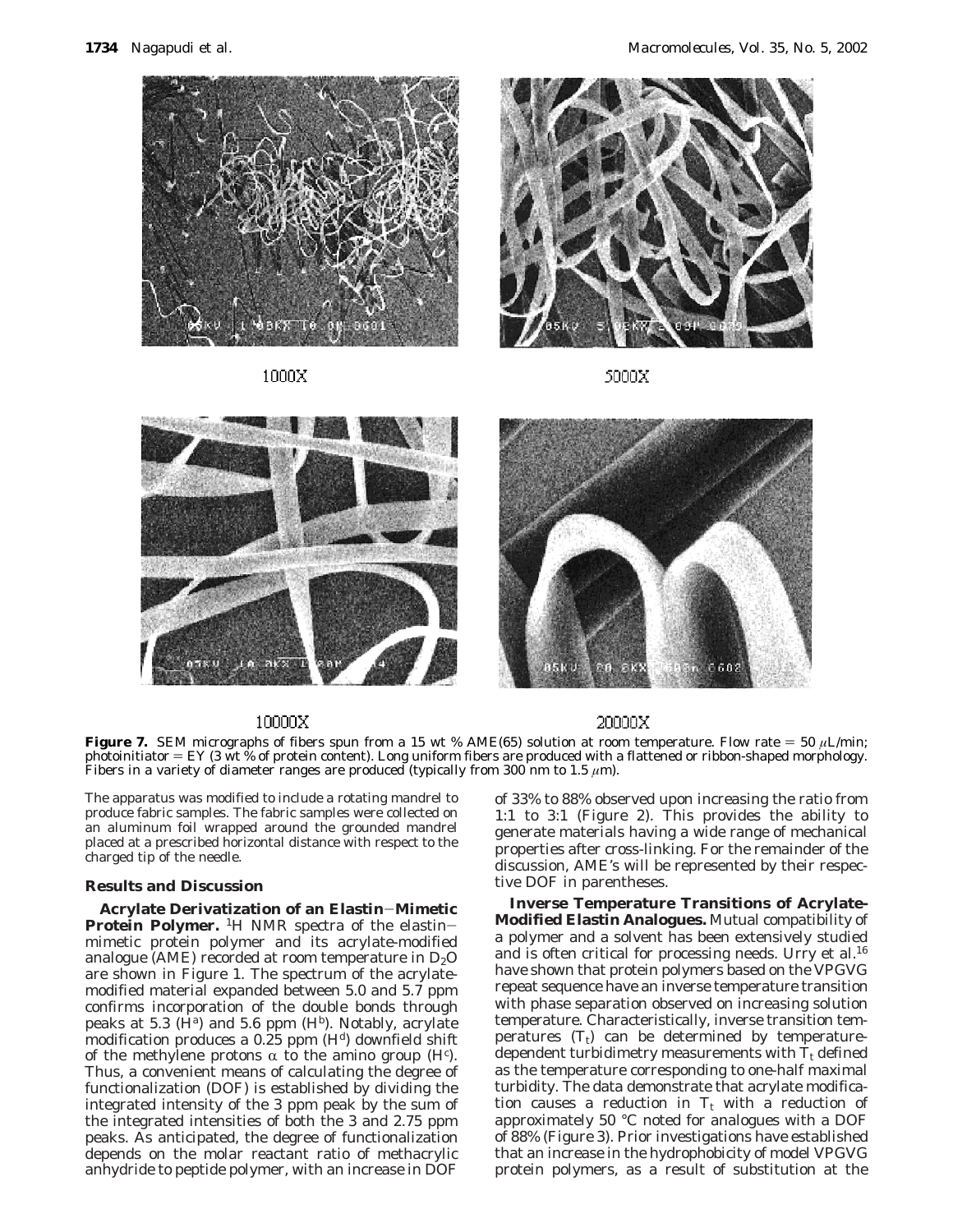1000X

5000X

10000X

20000X

**Figure 7.** SEM micrographs of fibers spun from a 15 wt % AME(65) solution at room temperature. Flow rate = 50 $\mu$L/min; photoinitiator = EY (3 wt % of protein content). Long uniform fibers are produced with a flattened or ribbon-shaped morphology. Fibers in a variety of diameter ranges are produced (typically from 300 nm to 1.5 $\mu$m).

The apparatus was modified to include a rotating mandrel to produce fabric samples. The fabric samples were collected on an aluminum foil wrapped around the grounded mandrel placed at a prescribed horizontal distance with respect to the charged tip of the needle.

## Results and Discussion

**Acrylate Derivatization of an Elastin–Mimetic Protein Polymer.** $^1$H NMR spectra of the elastin–mimetic protein polymer and its acrylate-modified analogue (AME) recorded at room temperature in $D_2O$ are shown in Figure 1. The spectrum of the acrylate-modified material expanded between 5.0 and 5.7 ppm confirms incorporation of the double bonds through peaks at 5.3 ($H^a$) and 5.6 ppm ($H^b$). Notably, acrylate modification produces a 0.25 ppm ($H^d$) downfield shift of the methylene protons $\alpha$ to the amino group ($H^c$). Thus, a convenient means of calculating the degree of functionalization (DOF) is established by dividing the integrated intensity of the 3 ppm peak by the sum of the integrated intensities of both the 3 and 2.75 ppm peaks. As anticipated, the degree of functionalization depends on the molar reactant ratio of methacrylic anhydride to peptide polymer, with an increase in DOF of 33% to 88% observed upon increasing the ratio from 1:1 to 3:1 (Figure 2). This provides the ability to generate materials having a wide range of mechanical properties after cross-linking. For the remainder of the discussion, AME's will be represented by their respective DOF in parentheses.

**Inverse Temperature Transitions of Acrylate-Modified Elastin Analogues.** Mutual compatibility of a polymer and a solvent has been extensively studied and is often critical for processing needs. Urry et al.[16] have shown that protein polymers based on the VPGVG repeat sequence have an inverse temperature transition with phase separation observed on increasing solution temperature. Characteristically, inverse transition temperatures ($T_t$) can be determined by temperature-dependent turbidimetry measurements with $T_t$ defined as the temperature corresponding to one-half maximal turbidity. The data demonstrate that acrylate modification causes a reduction in $T_t$ with a reduction of approximately 50 °C noted for analogues with a DOF of 88% (Figure 3). Prior investigations have established that an increase in the hydrophobicity of model VPGVG protein polymers, as a result of substitution at the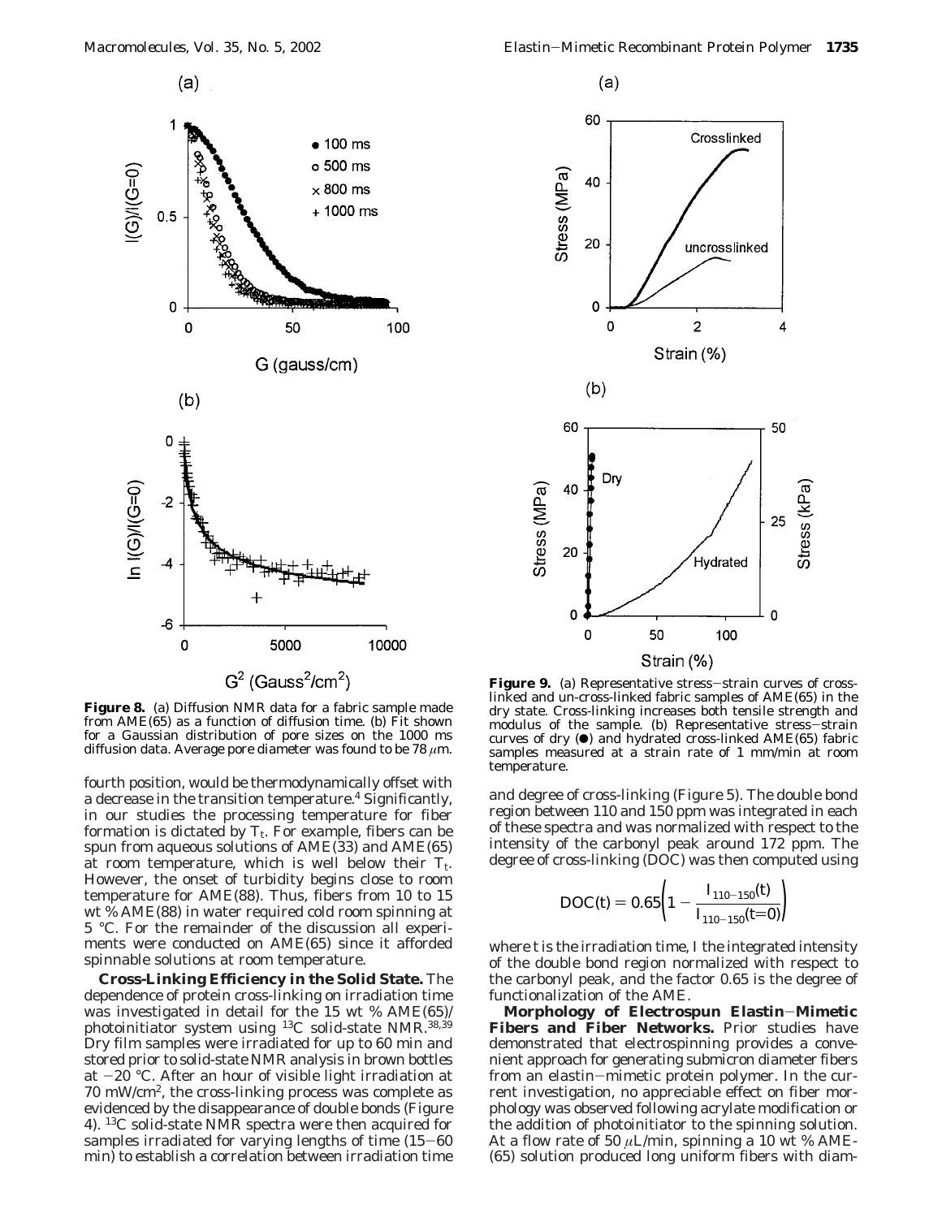**Figure 8.** (a) Diffusion NMR data for a fabric sample made from AME(65) as a function of diffusion time. (b) Fit shown for a Gaussian distribution of pore sizes on the 1000 ms diffusion data. Average pore diameter was found to be 78 $\mu$m.

**Figure 9.** (a) Representative stress–strain curves of cross-linked and un-cross-linked fabric samples of AME(65) in the dry state. Cross-linking increases both tensile strength and modulus of the sample. (b) Representative stress–strain curves of dry (●) and hydrated cross-linked AME(65) fabric samples measured at a strain rate of 1 mm/min at room temperature.

fourth position, would be thermodynamically offset with a decrease in the transition temperature.[4] Significantly, in our studies the processing temperature for fiber formation is dictated by $T_t$. For example, fibers can be spun from aqueous solutions of AME(33) and AME(65) at room temperature, which is well below their $T_t$. However, the onset of turbidity begins close to room temperature for AME(88). Thus, fibers from 10 to 15 wt % AME(88) in water required cold room spinning at 5 °C. For the remainder of the discussion all experiments were conducted on AME(65) since it afforded spinnable solutions at room temperature.

**Cross-Linking Efficiency in the Solid State.** The dependence of protein cross-linking on irradiation time was investigated in detail for the 15 wt % AME(65)/photoinitiator system using $^{13}C$ solid-state NMR.[38,39] Dry film samples were irradiated for up to 60 min and stored prior to solid-state NMR analysis in brown bottles at −20 °C. After an hour of visible light irradiation at 70 mW/cm$^2$, the cross-linking process was complete as evidenced by the disappearance of double bonds (Figure 4). $^{13}C$ solid-state NMR spectra were then acquired for samples irradiated for varying lengths of time (15–60 min) to establish a correlation between irradiation time and degree of cross-linking (Figure 5). The double bond region between 110 and 150 ppm was integrated in each of these spectra and was normalized with respect to the intensity of the carbonyl peak around 172 ppm. The degree of cross-linking (DOC) was then computed using

$$\mathrm{DOC}(t) = 0.65\left(1 - \frac{I_{110-150}(t)}{I_{110-150}(t=0)}\right)$$

where $t$ is the irradiation time, $I$ the integrated intensity of the double bond region normalized with respect to the carbonyl peak, and the factor 0.65 is the degree of functionalization of the AME.

**Morphology of Electrospun Elastin–Mimetic Fibers and Fiber Networks.** Prior studies have demonstrated that electrospinning provides a convenient approach for generating submicron diameter fibers from an elastin–mimetic protein polymer. In the current investigation, no appreciable effect on fiber morphology was observed following acrylate modification or the addition of photoinitiator to the spinning solution. At a flow rate of 50 $\mu$L/min, spinning a 10 wt % AME(65) solution produced long uniform fibers with diam-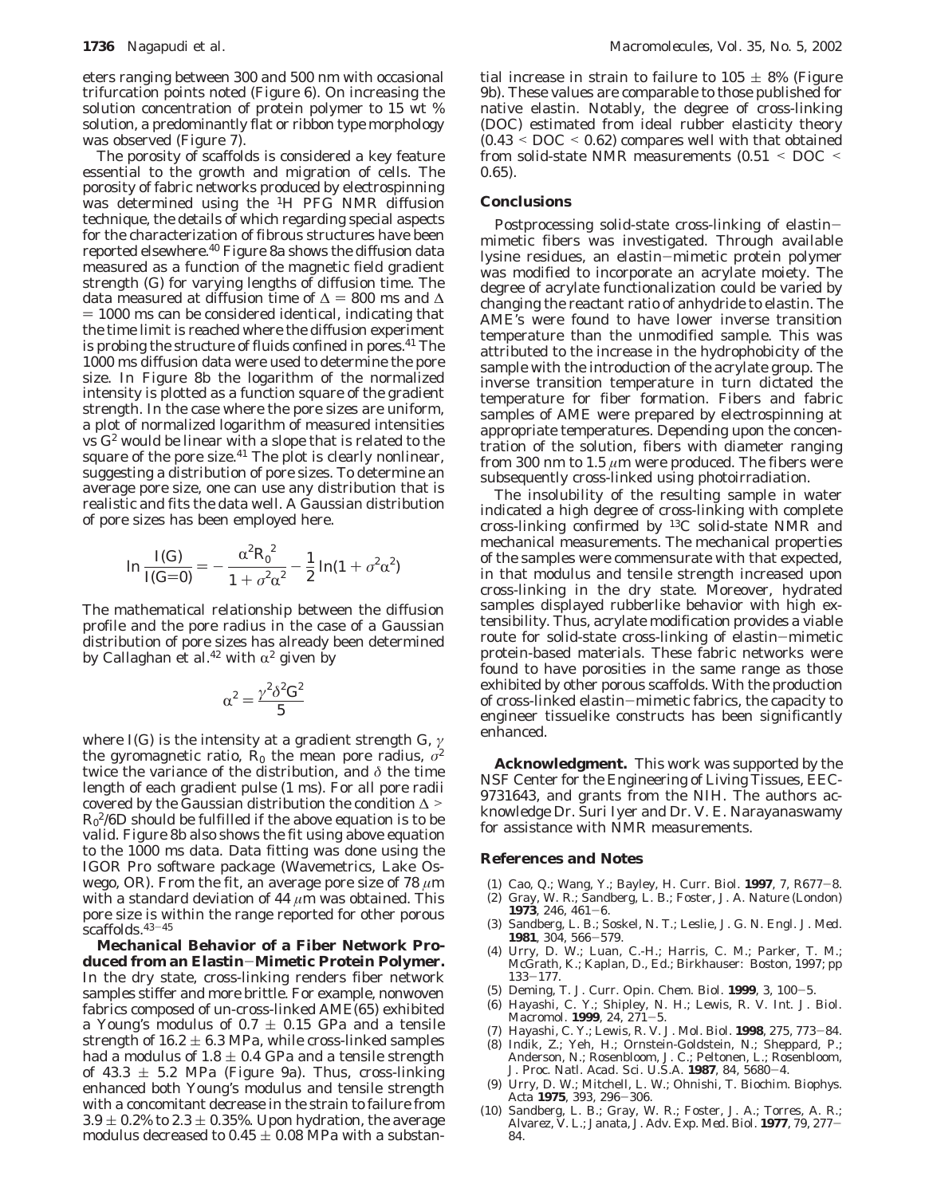eters ranging between 300 and 500 nm with occasional trifurcation points noted (Figure 6). On increasing the solution concentration of protein polymer to 15 wt % solution, a predominantly flat or ribbon type morphology was observed (Figure 7).

The porosity of scaffolds is considered a key feature essential to the growth and migration of cells. The porosity of fabric networks produced by electrospinning was determined using the $^1$H PFG NMR diffusion technique, the details of which regarding special aspects for the characterization of fibrous structures have been reported elsewhere.[40] Figure 8a shows the diffusion data measured as a function of the magnetic field gradient strength ($G$) for varying lengths of diffusion time. The data measured at diffusion time of $\Delta = 800$ ms and $\Delta = 1000$ ms can be considered identical, indicating that the time limit is reached where the diffusion experiment is probing the structure of fluids confined in pores.[41] The 1000 ms diffusion data were used to determine the pore size. In Figure 8b the logarithm of the normalized intensity is plotted as a function square of the gradient strength. In the case where the pore sizes are uniform, a plot of normalized logarithm of measured intensities vs $G^2$ would be linear with a slope that is related to the square of the pore size.[41] The plot is clearly nonlinear, suggesting a distribution of pore sizes. To determine an average pore size, one can use any distribution that is realistic and fits the data well. A Gaussian distribution of pore sizes has been employed here.

$$\ln \frac{I(G)}{I(G=0)} = -\frac{\alpha^2 R_0^{\,2}}{1 + \sigma^2\alpha^2} - \frac{1}{2}\ln(1 + \sigma^2\alpha^2)$$

The mathematical relationship between the diffusion profile and the pore radius in the case of a Gaussian distribution of pore sizes has already been determined by Callaghan et al.[42] with $\alpha^2$ given by

$$\alpha^2 = \frac{\gamma^2\delta^2 G^2}{5}$$

where $I(G)$ is the intensity at a gradient strength $G$, $\gamma$ the gyromagnetic ratio, $R_0$ the mean pore radius, $\sigma^2$ twice the variance of the distribution, and $\delta$ the time length of each gradient pulse (1 ms). For all pore radii covered by the Gaussian distribution the condition $\Delta > R_0^{\,2}/6D$ should be fulfilled if the above equation is to be valid. Figure 8b also shows the fit using above equation to the 1000 ms data. Data fitting was done using the IGOR Pro software package (Wavemetrics, Lake Oswego, OR). From the fit, an average pore size of 78 $\mu$m with a standard deviation of 44 $\mu$m was obtained. This pore size is within the range reported for other porous scaffolds.[43-45]

**Mechanical Behavior of a Fiber Network Produced from an Elastin−Mimetic Protein Polymer.** In the dry state, cross-linking renders fiber network samples stiffer and more brittle. For example, nonwoven fabrics composed of un-cross-linked AME(65) exhibited a Young's modulus of $0.7 \pm 0.15$ GPa and a tensile strength of $16.2 \pm 6.3$ MPa, while cross-linked samples had a modulus of $1.8 \pm 0.4$ GPa and a tensile strength of $43.3 \pm 5.2$ MPa (Figure 9a). Thus, cross-linking enhanced both Young's modulus and tensile strength with a concomitant decrease in the strain to failure from $3.9 \pm 0.2\%$ to $2.3 \pm 0.35\%$. Upon hydration, the average modulus decreased to $0.45 \pm 0.08$ MPa with a substantial increase in strain to failure to $105 \pm 8\%$ (Figure 9b). These values are comparable to those published for native elastin. Notably, the degree of cross-linking (DOC) estimated from ideal rubber elasticity theory ($0.43 < \text{DOC} < 0.62$) compares well with that obtained from solid-state NMR measurements ($0.51 < \text{DOC} < 0.65$).

## Conclusions

Postprocessing solid-state cross-linking of elastin−mimetic fibers was investigated. Through available lysine residues, an elastin−mimetic protein polymer was modified to incorporate an acrylate moiety. The degree of acrylate functionalization could be varied by changing the reactant ratio of anhydride to elastin. The AME's were found to have lower inverse transition temperature than the unmodified sample. This was attributed to the increase in the hydrophobicity of the sample with the introduction of the acrylate group. The inverse transition temperature in turn dictated the temperature for fiber formation. Fibers and fabric samples of AME were prepared by electrospinning at appropriate temperatures. Depending upon the concentration of the solution, fibers with diameter ranging from 300 nm to 1.5 $\mu$m were produced. The fibers were subsequently cross-linked using photoirradiation.

The insolubility of the resulting sample in water indicated a high degree of cross-linking with complete cross-linking confirmed by $^{13}$C solid-state NMR and mechanical measurements. The mechanical properties of the samples were commensurate with that expected, in that modulus and tensile strength increased upon cross-linking in the dry state. Moreover, hydrated samples displayed rubberlike behavior with high extensibility. Thus, acrylate modification provides a viable route for solid-state cross-linking of elastin−mimetic protein-based materials. These fabric networks were found to have porosities in the same range as those exhibited by other porous scaffolds. With the production of cross-linked elastin−mimetic fabrics, the capacity to engineer tissuelike constructs has been significantly enhanced.

**Acknowledgment.** This work was supported by the NSF Center for the Engineering of Living Tissues, EEC-9731643, and grants from the NIH. The authors acknowledge Dr. Suri Iyer and Dr. V. E. Narayanaswamy for assistance with NMR measurements.

## References and Notes

(1) Cao, Q.; Wang, Y.; Bayley, H. *Curr. Biol.* **1997**, *7*, R677−8.
(2) Gray, W. R.; Sandberg, L. B.; Foster, J. A. *Nature (London)* **1973**, *246*, 461−6.
(3) Sandberg, L. B.; Soskel, N. T.; Leslie, J. G. *N. Engl. J. Med.* **1981**, *304*, 566−579.
(4) Urry, D. W.; Luan, C.-H.; Harris, C. M.; Parker, T. M.; McGrath, K.; Kaplan, D., Ed.; Birkhauser: Boston, 1997; pp 133−177.
(5) Deming, T. J. *Curr. Opin. Chem. Biol.* **1999**, *3*, 100−5.
(6) Hayashi, C. Y.; Shipley, N. H.; Lewis, R. V. *Int. J. Biol. Macromol.* **1999**, *24*, 271−5.
(7) Hayashi, C. Y.; Lewis, R. V. *J. Mol. Biol.* **1998**, *275*, 773−84.
(8) Indik, Z.; Yeh, H.; Ornstein-Goldstein, N.; Sheppard, P.; Anderson, N.; Rosenbloom, J. C.; Peltonen, L.; Rosenbloom, J. *Proc. Natl. Acad. Sci. U.S.A.* **1987**, *84*, 5680−4.
(9) Urry, D. W.; Mitchell, L. W.; Ohnishi, T. *Biochim. Biophys. Acta* **1975**, *393*, 296−306.
(10) Sandberg, L. B.; Gray, W. R.; Foster, J. A.; Torres, A. R.; Alvarez, V. L.; Janata, J. *Adv. Exp. Med. Biol.* **1977**, *79*, 277−84.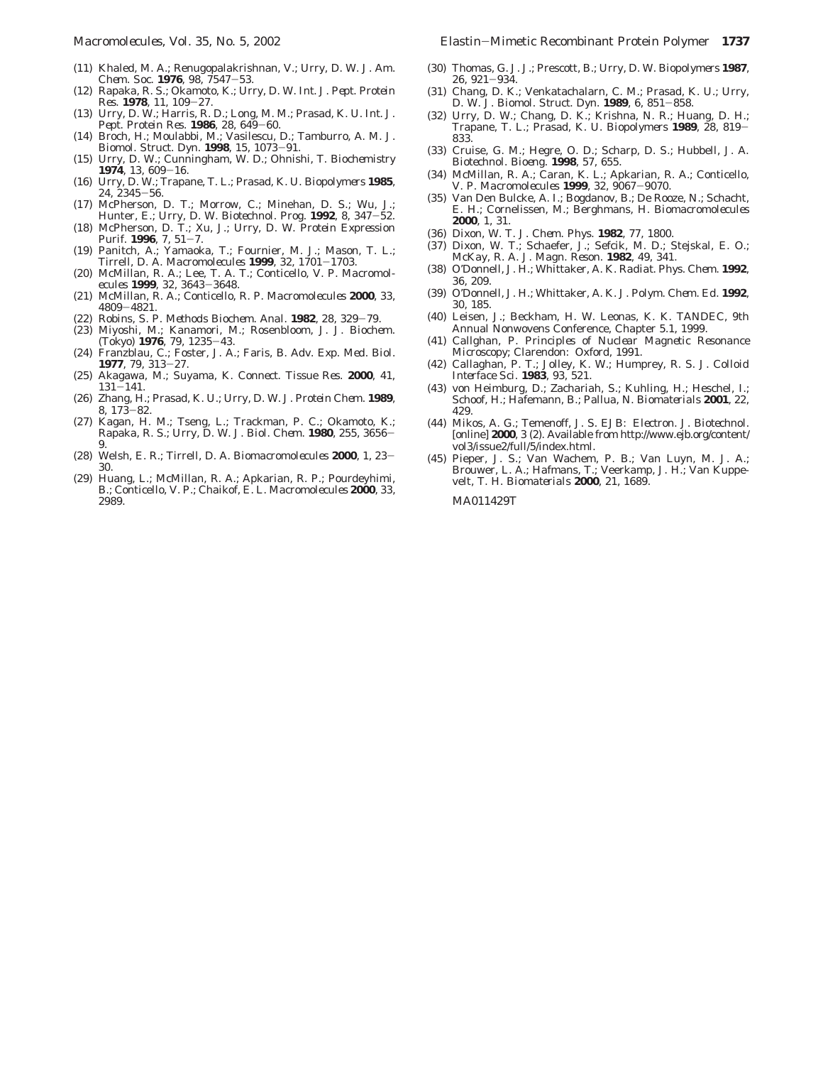(11) Khaled, M. A.; Renugopalakrishnan, V.; Urry, D. W. *J. Am. Chem. Soc.* **1976**, 98, 7547–53.
(12) Rapaka, R. S.; Okamoto, K.; Urry, D. W. *Int. J. Pept. Protein Res.* **1978**, 11, 109–27.
(13) Urry, D. W.; Harris, R. D.; Long, M. M.; Prasad, K. U. *Int. J. Pept. Protein Res.* **1986**, 28, 649–60.
(14) Broch, H.; Moulabbi, M.; Vasilescu, D.; Tamburro, A. M. *J. Biomol. Struct. Dyn.* **1998**, 15, 1073–91.
(15) Urry, D. W.; Cunningham, W. D.; Ohnishi, T. *Biochemistry* **1974**, 13, 609–16.
(16) Urry, D. W.; Trapane, T. L.; Prasad, K. U. *Biopolymers* **1985**, 24, 2345–56.
(17) McPherson, D. T.; Morrow, C.; Minehan, D. S.; Wu, J.; Hunter, E.; Urry, D. W. *Biotechnol. Prog.* **1992**, 8, 347–52.
(18) McPherson, D. T.; Xu, J.; Urry, D. W. *Protein Expression Purif.* **1996**, 7, 51–7.
(19) Panitch, A.; Yamaoka, T.; Fournier, M. J.; Mason, T. L.; Tirrell, D. A. *Macromolecules* **1999**, 32, 1701–1703.
(20) McMillan, R. A.; Lee, T. A. T.; Conticello, V. P. *Macromolecules* **1999**, 32, 3643–3648.
(21) McMillan, R. A.; Conticello, R. P. *Macromolecules* **2000**, 33, 4809–4821.
(22) Robins, S. P. *Methods Biochem. Anal.* **1982**, 28, 329–79.
(23) Miyoshi, M.; Kanamori, M.; Rosenbloom, J. *J. Biochem. (Tokyo)* **1976**, 79, 1235–43.
(24) Franzblau, C.; Foster, J. A.; Faris, B. *Adv. Exp. Med. Biol.* **1977**, 79, 313–27.
(25) Akagawa, M.; Suyama, K. *Connect. Tissue Res.* **2000**, 41, 131–141.
(26) Zhang, H.; Prasad, K. U.; Urry, D. W. *J. Protein Chem.* **1989**, 8, 173–82.
(27) Kagan, H. M.; Tseng, L.; Trackman, P. C.; Okamoto, K.; Rapaka, R. S.; Urry, D. W. *J. Biol. Chem.* **1980**, 255, 3656–9.
(28) Welsh, E. R.; Tirrell, D. A. *Biomacromolecules* **2000**, 1, 23–30.
(29) Huang, L.; McMillan, R. A.; Apkarian, R. P.; Pourdeyhimi, B.; Conticello, V. P.; Chaikof, E. L. *Macromolecules* **2000**, 33, 2989.
(30) Thomas, G. J. J.; Prescott, B.; Urry, D. W. *Biopolymers* **1987**, 26, 921–934.
(31) Chang, D. K.; Venkatachalarn, C. M.; Prasad, K. U.; Urry, D. W. *J. Biomol. Struct. Dyn.* **1989**, 6, 851–858.
(32) Urry, D. W.; Chang, D. K.; Krishna, N. R.; Huang, D. H.; Trapane, T. L.; Prasad, K. U. *Biopolymers* **1989**, 28, 819–833.
(33) Cruise, G. M.; Hegre, O. D.; Scharp, D. S.; Hubbell, J. A. *Biotechnol. Bioeng.* **1998**, 57, 655.
(34) McMillan, R. A.; Caran, K. L.; Apkarian, R. A.; Conticello, V. P. *Macromolecules* **1999**, 32, 9067–9070.
(35) Van Den Bulcke, A. I.; Bogdanov, B.; De Rooze, N.; Schacht, E. H.; Cornelissen, M.; Berghmans, H. *Biomacromolecules* **2000**, 1, 31.
(36) Dixon, W. T. *J. Chem. Phys.* **1982**, 77, 1800.
(37) Dixon, W. T.; Schaefer, J.; Sefcik, M. D.; Stejskal, E. O.; McKay, R. A. *J. Magn. Reson.* **1982**, 49, 341.
(38) O'Donnell, J. H.; Whittaker, A. K. *Radiat. Phys. Chem.* **1992**, 36, 209.
(39) O'Donnell, J. H.; Whittaker, A. K. *J. Polym. Chem. Ed.* **1992**, 30, 185.
(40) Leisen, J.; Beckham, H. W. Leonas, K. K. TANDEC, 9th Annual Nonwovens Conference, Chapter 5.1, 1999.
(41) Callghan, P. *Principles of Nuclear Magnetic Resonance Microscopy*; Clarendon: Oxford, 1991.
(42) Callaghan, P. T.; Jolley, K. W.; Humprey, R. S. *J. Colloid Interface Sci.* **1983**, 93, 521.
(43) von Heimburg, D.; Zachariah, S.; Kuhling, H.; Heschel, I.; Schoof, H.; Hafemann, B.; Pallua, N. *Biomaterials* **2001**, 22, 429.
(44) Mikos, A. G.; Temenoff, J. S. *EJB: Electron. J. Biotechnol.* [online] **2000**, 3 (2). Available from http://www.ejb.org/content/vol3/issue2/full/5/index.html.
(45) Pieper, J. S.; Van Wachem, P. B.; Van Luyn, M. J. A.; Brouwer, L. A.; Hafmans, T.; Veerkamp, J. H.; Van Kuppevelt, T. H. *Biomaterials* **2000**, 21, 1689.

MA011429T